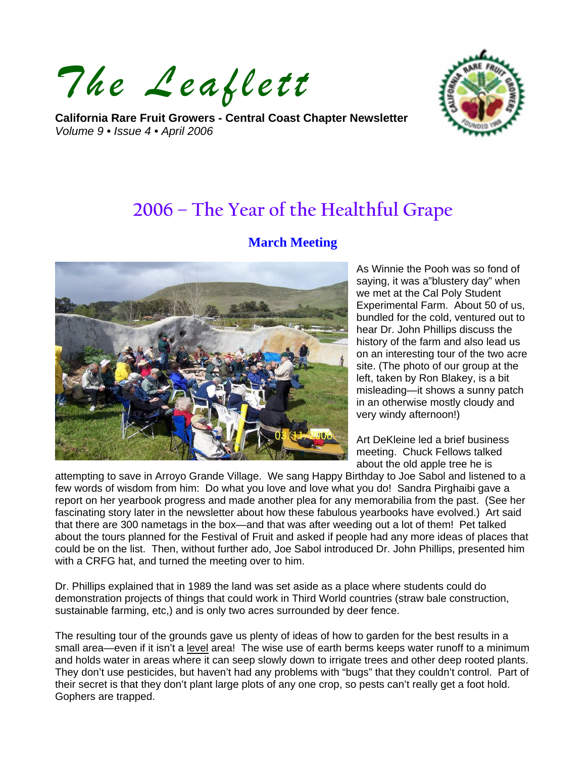# *The Leaflett*

**California Rare Fruit Growers - Central Coast Chapter Newsletter**
*Volume 9 • Issue 4 • April 2006*

## 2006 – The Year of the Healthful Grape

### March Meeting

As Winnie the Pooh was so fond of saying, it was a"blustery day" when we met at the Cal Poly Student Experimental Farm. About 50 of us, bundled for the cold, ventured out to hear Dr. John Phillips discuss the history of the farm and also lead us on an interesting tour of the two acre site. (The photo of our group at the left, taken by Ron Blakey, is a bit misleading—it shows a sunny patch in an otherwise mostly cloudy and very windy afternoon!)

Art DeKleine led a brief business meeting. Chuck Fellows talked about the old apple tree he is attempting to save in Arroyo Grande Village. We sang Happy Birthday to Joe Sabol and listened to a few words of wisdom from him: Do what you love and love what you do! Sandra Pirghaibi gave a report on her yearbook progress and made another plea for any memorabilia from the past. (See her fascinating story later in the newsletter about how these fabulous yearbooks have evolved.) Art said that there are 300 nametags in the box—and that was after weeding out a lot of them! Pet talked about the tours planned for the Festival of Fruit and asked if people had any more ideas of places that could be on the list. Then, without further ado, Joe Sabol introduced Dr. John Phillips, presented him with a CRFG hat, and turned the meeting over to him.

Dr. Phillips explained that in 1989 the land was set aside as a place where students could do demonstration projects of things that could work in Third World countries (straw bale construction, sustainable farming, etc,) and is only two acres surrounded by deer fence.

The resulting tour of the grounds gave us plenty of ideas of how to garden for the best results in a small area—even if it isn't a <u>level</u> area! The wise use of earth berms keeps water runoff to a minimum and holds water in areas where it can seep slowly down to irrigate trees and other deep rooted plants. They don't use pesticides, but haven't had any problems with "bugs" that they couldn't control. Part of their secret is that they don't plant large plots of any one crop, so pests can't really get a foot hold. Gophers are trapped.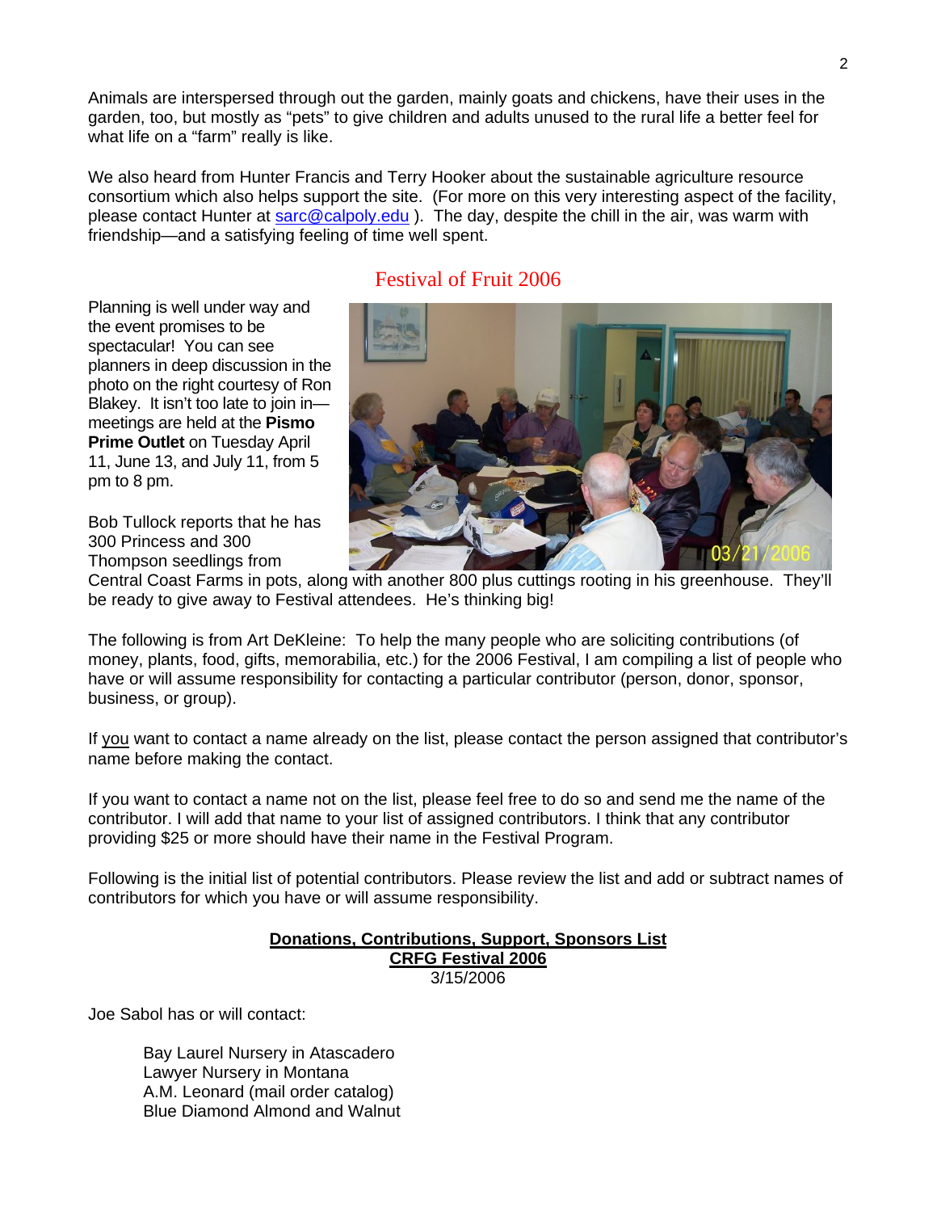Animals are interspersed through out the garden, mainly goats and chickens, have their uses in the garden, too, but mostly as "pets" to give children and adults unused to the rural life a better feel for what life on a "farm" really is like.

We also heard from Hunter Francis and Terry Hooker about the sustainable agriculture resource consortium which also helps support the site. (For more on this very interesting aspect of the facility, please contact Hunter at sarc@calpoly.edu ). The day, despite the chill in the air, was warm with friendship—and a satisfying feeling of time well spent.

## Festival of Fruit 2006

Planning is well under way and the event promises to be spectacular! You can see planners in deep discussion in the photo on the right courtesy of Ron Blakey. It isn't too late to join in—meetings are held at the **Pismo Prime Outlet** on Tuesday April 11, June 13, and July 11, from 5 pm to 8 pm.

Bob Tullock reports that he has 300 Princess and 300 Thompson seedlings from Central Coast Farms in pots, along with another 800 plus cuttings rooting in his greenhouse. They'll be ready to give away to Festival attendees. He's thinking big!

The following is from Art DeKleine: To help the many people who are soliciting contributions (of money, plants, food, gifts, memorabilia, etc.) for the 2006 Festival, I am compiling a list of people who have or will assume responsibility for contacting a particular contributor (person, donor, sponsor, business, or group).

If you want to contact a name already on the list, please contact the person assigned that contributor's name before making the contact.

If you want to contact a name not on the list, please feel free to do so and send me the name of the contributor. I will add that name to your list of assigned contributors. I think that any contributor providing $25 or more should have their name in the Festival Program.

Following is the initial list of potential contributors. Please review the list and add or subtract names of contributors for which you have or will assume responsibility.

**Donations, Contributions, Support, Sponsors List**
**CRFG Festival 2006**
3/15/2006

Joe Sabol has or will contact:

- Bay Laurel Nursery in Atascadero
- Lawyer Nursery in Montana
- A.M. Leonard (mail order catalog)
- Blue Diamond Almond and Walnut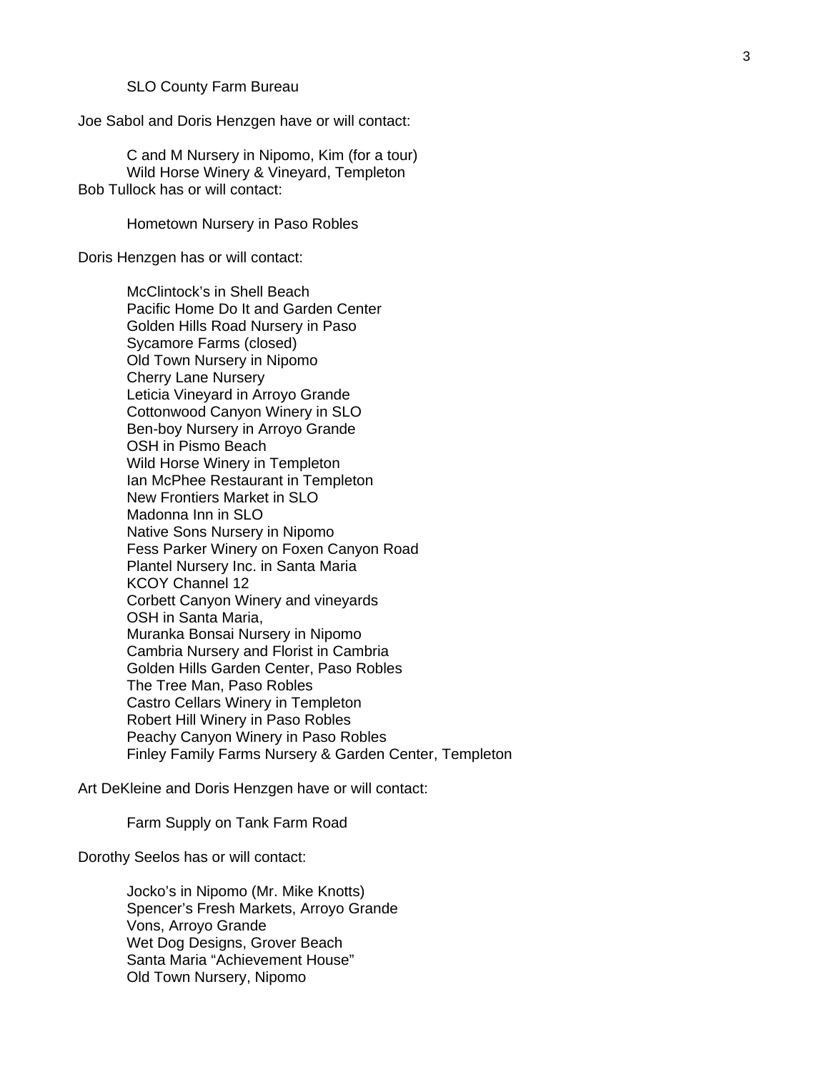SLO County Farm Bureau

Joe Sabol and Doris Henzgen have or will contact:

- C and M Nursery in Nipomo, Kim (for a tour)
- Wild Horse Winery & Vineyard, Templeton

Bob Tullock has or will contact:

- Hometown Nursery in Paso Robles

Doris Henzgen has or will contact:

- McClintock's in Shell Beach
- Pacific Home Do It and Garden Center
- Golden Hills Road Nursery in Paso
- Sycamore Farms (closed)
- Old Town Nursery in Nipomo
- Cherry Lane Nursery
- Leticia Vineyard in Arroyo Grande
- Cottonwood Canyon Winery in SLO
- Ben-boy Nursery in Arroyo Grande
- OSH in Pismo Beach
- Wild Horse Winery in Templeton
- Ian McPhee Restaurant in Templeton
- New Frontiers Market in SLO
- Madonna Inn in SLO
- Native Sons Nursery in Nipomo
- Fess Parker Winery on Foxen Canyon Road
- Plantel Nursery Inc. in Santa Maria
- KCOY Channel 12
- Corbett Canyon Winery and vineyards
- OSH in Santa Maria,
- Muranka Bonsai Nursery in Nipomo
- Cambria Nursery and Florist in Cambria
- Golden Hills Garden Center, Paso Robles
- The Tree Man, Paso Robles
- Castro Cellars Winery in Templeton
- Robert Hill Winery in Paso Robles
- Peachy Canyon Winery in Paso Robles
- Finley Family Farms Nursery & Garden Center, Templeton

Art DeKleine and Doris Henzgen have or will contact:

- Farm Supply on Tank Farm Road

Dorothy Seelos has or will contact:

- Jocko's in Nipomo (Mr. Mike Knotts)
- Spencer's Fresh Markets, Arroyo Grande
- Vons, Arroyo Grande
- Wet Dog Designs, Grover Beach
- Santa Maria "Achievement House"
- Old Town Nursery, Nipomo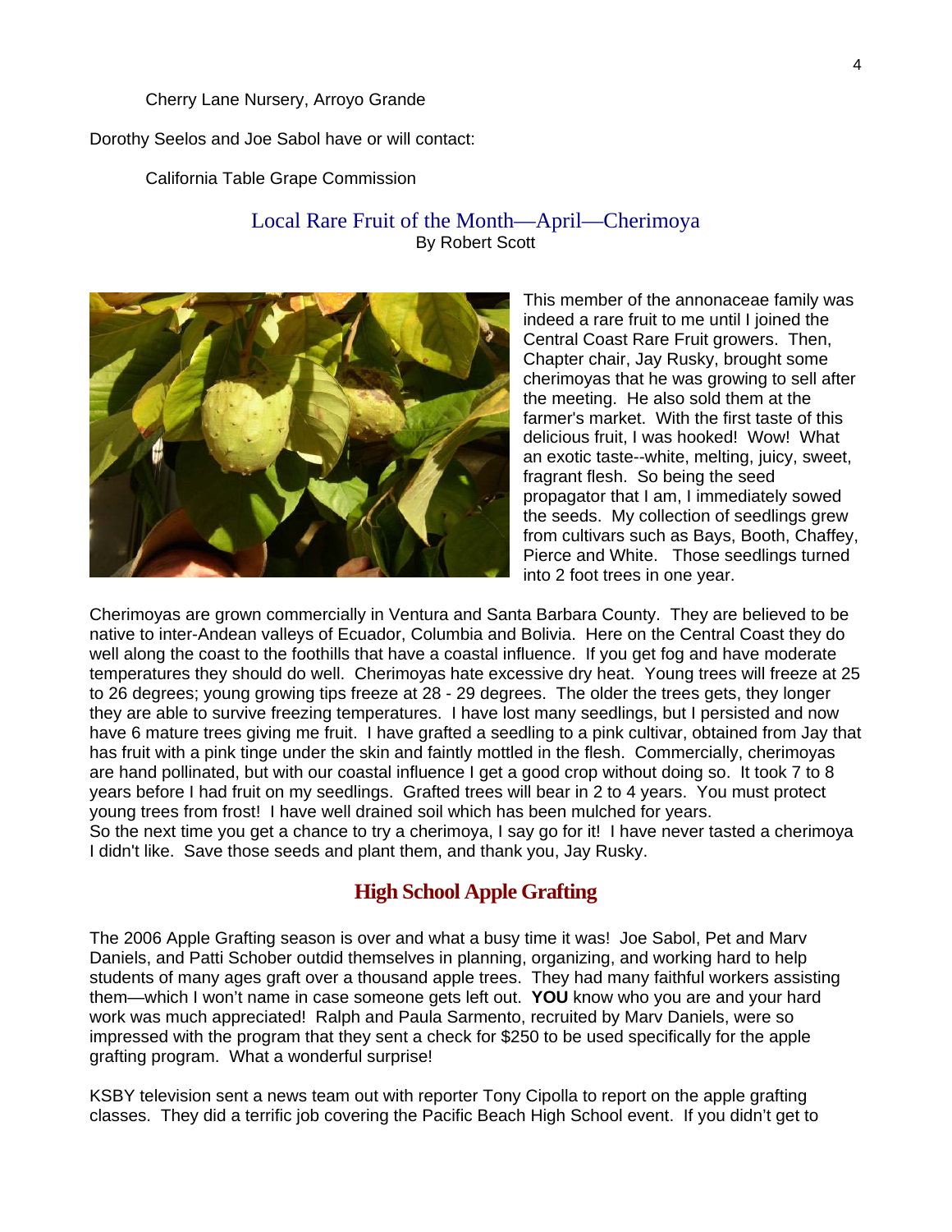Cherry Lane Nursery, Arroyo Grande

Dorothy Seelos and Joe Sabol have or will contact:

California Table Grape Commission

## Local Rare Fruit of the Month—April—Cherimoya

By Robert Scott

This member of the annonaceae family was indeed a rare fruit to me until I joined the Central Coast Rare Fruit growers. Then, Chapter chair, Jay Rusky, brought some cherimoyas that he was growing to sell after the meeting. He also sold them at the farmer's market. With the first taste of this delicious fruit, I was hooked! Wow! What an exotic taste--white, melting, juicy, sweet, fragrant flesh. So being the seed propagator that I am, I immediately sowed the seeds. My collection of seedlings grew from cultivars such as Bays, Booth, Chaffey, Pierce and White. Those seedlings turned into 2 foot trees in one year.

Cherimoyas are grown commercially in Ventura and Santa Barbara County. They are believed to be native to inter-Andean valleys of Ecuador, Columbia and Bolivia. Here on the Central Coast they do well along the coast to the foothills that have a coastal influence. If you get fog and have moderate temperatures they should do well. Cherimoyas hate excessive dry heat. Young trees will freeze at 25 to 26 degrees; young growing tips freeze at 28 - 29 degrees. The older the trees gets, they longer they are able to survive freezing temperatures. I have lost many seedlings, but I persisted and now have 6 mature trees giving me fruit. I have grafted a seedling to a pink cultivar, obtained from Jay that has fruit with a pink tinge under the skin and faintly mottled in the flesh. Commercially, cherimoyas are hand pollinated, but with our coastal influence I get a good crop without doing so. It took 7 to 8 years before I had fruit on my seedlings. Grafted trees will bear in 2 to 4 years. You must protect young trees from frost! I have well drained soil which has been mulched for years.
So the next time you get a chance to try a cherimoya, I say go for it! I have never tasted a cherimoya I didn't like. Save those seeds and plant them, and thank you, Jay Rusky.

## High School Apple Grafting

The 2006 Apple Grafting season is over and what a busy time it was! Joe Sabol, Pet and Marv Daniels, and Patti Schober outdid themselves in planning, organizing, and working hard to help students of many ages graft over a thousand apple trees. They had many faithful workers assisting them—which I won't name in case someone gets left out. **YOU** know who you are and your hard work was much appreciated! Ralph and Paula Sarmento, recruited by Marv Daniels, were so impressed with the program that they sent a check for $250 to be used specifically for the apple grafting program. What a wonderful surprise!

KSBY television sent a news team out with reporter Tony Cipolla to report on the apple grafting classes. They did a terrific job covering the Pacific Beach High School event. If you didn't get to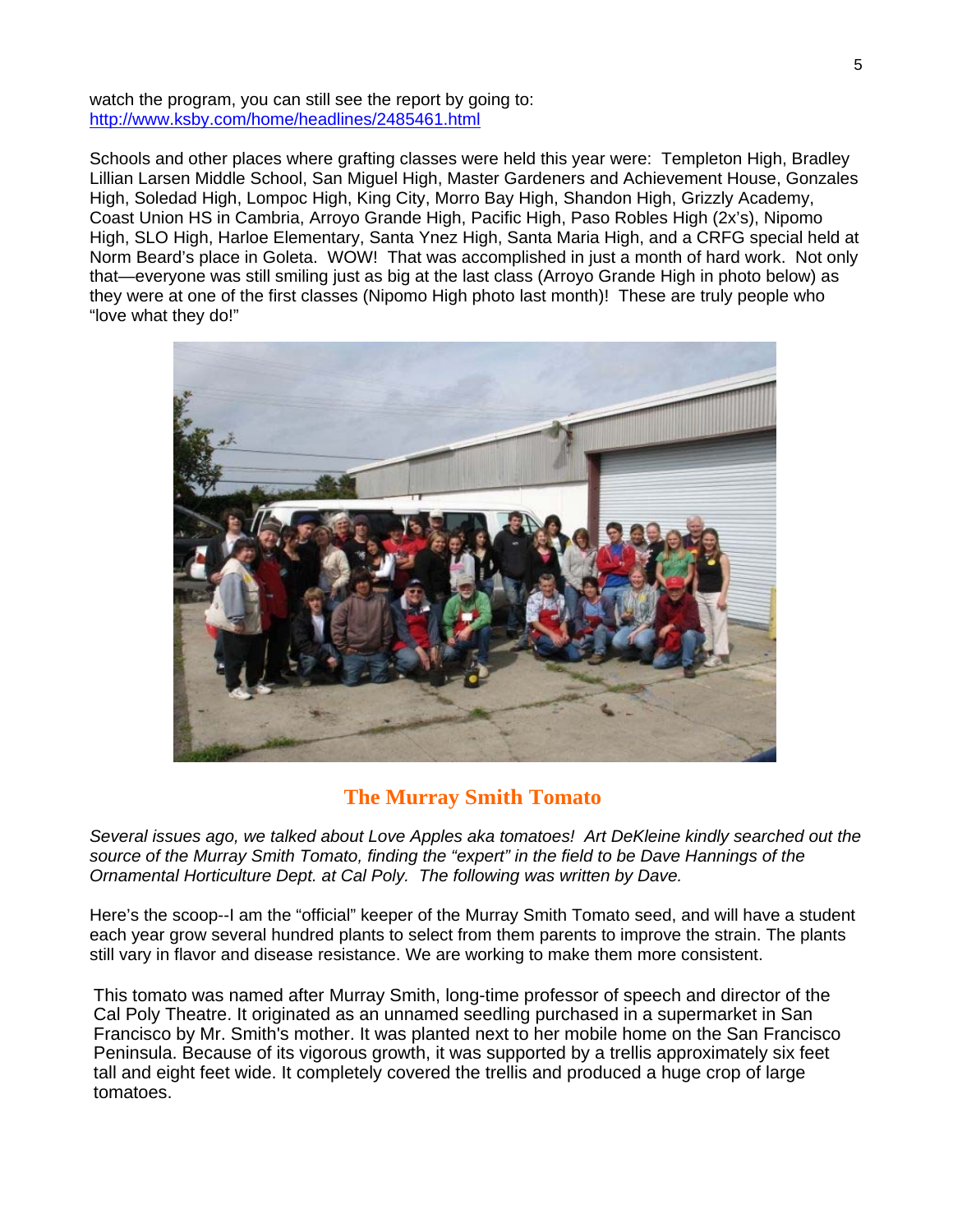watch the program, you can still see the report by going to:
http://www.ksby.com/home/headlines/2485461.html

Schools and other places where grafting classes were held this year were: Templeton High, Bradley Lillian Larsen Middle School, San Miguel High, Master Gardeners and Achievement House, Gonzales High, Soledad High, Lompoc High, King City, Morro Bay High, Shandon High, Grizzly Academy, Coast Union HS in Cambria, Arroyo Grande High, Pacific High, Paso Robles High (2x's), Nipomo High, SLO High, Harloe Elementary, Santa Ynez High, Santa Maria High, and a CRFG special held at Norm Beard's place in Goleta. WOW! That was accomplished in just a month of hard work. Not only that—everyone was still smiling just as big at the last class (Arroyo Grande High in photo below) as they were at one of the first classes (Nipomo High photo last month)! These are truly people who "love what they do!"

## The Murray Smith Tomato

*Several issues ago, we talked about Love Apples aka tomatoes! Art DeKleine kindly searched out the source of the Murray Smith Tomato, finding the "expert" in the field to be Dave Hannings of the Ornamental Horticulture Dept. at Cal Poly. The following was written by Dave.*

Here's the scoop--I am the "official" keeper of the Murray Smith Tomato seed, and will have a student each year grow several hundred plants to select from them parents to improve the strain. The plants still vary in flavor and disease resistance. We are working to make them more consistent.

This tomato was named after Murray Smith, long-time professor of speech and director of the Cal Poly Theatre. It originated as an unnamed seedling purchased in a supermarket in San Francisco by Mr. Smith's mother. It was planted next to her mobile home on the San Francisco Peninsula. Because of its vigorous growth, it was supported by a trellis approximately six feet tall and eight feet wide. It completely covered the trellis and produced a huge crop of large tomatoes.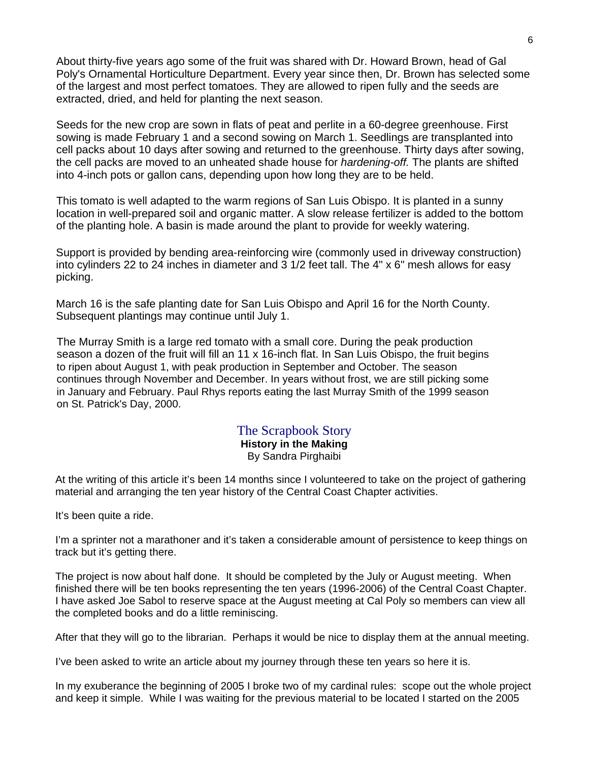About thirty-five years ago some of the fruit was shared with Dr. Howard Brown, head of Gal Poly's Ornamental Horticulture Department. Every year since then, Dr. Brown has selected some of the largest and most perfect tomatoes. They are allowed to ripen fully and the seeds are extracted, dried, and held for planting the next season.

Seeds for the new crop are sown in flats of peat and perlite in a 60-degree greenhouse. First sowing is made February 1 and a second sowing on March 1. Seedlings are transplanted into cell packs about 10 days after sowing and returned to the greenhouse. Thirty days after sowing, the cell packs are moved to an unheated shade house for *hardening-off.* The plants are shifted into 4-inch pots or gallon cans, depending upon how long they are to be held.

This tomato is well adapted to the warm regions of San Luis Obispo. It is planted in a sunny location in well-prepared soil and organic matter. A slow release fertilizer is added to the bottom of the planting hole. A basin is made around the plant to provide for weekly watering.

Support is provided by bending area-reinforcing wire (commonly used in driveway construction) into cylinders 22 to 24 inches in diameter and 3 1/2 feet tall. The 4" x 6" mesh allows for easy picking.

March 16 is the safe planting date for San Luis Obispo and April 16 for the North County. Subsequent plantings may continue until July 1.

The Murray Smith is a large red tomato with a small core. During the peak production season a dozen of the fruit will fill an 11 x 16-inch flat. In San Luis Obispo, the fruit begins to ripen about August 1, with peak production in September and October. The season continues through November and December. In years without frost, we are still picking some in January and February. Paul Rhys reports eating the last Murray Smith of the 1999 season on St. Patrick's Day, 2000.

## The Scrapbook Story

**History in the Making**

By Sandra Pirghaibi

At the writing of this article it's been 14 months since I volunteered to take on the project of gathering material and arranging the ten year history of the Central Coast Chapter activities.

It's been quite a ride.

I'm a sprinter not a marathoner and it's taken a considerable amount of persistence to keep things on track but it's getting there.

The project is now about half done. It should be completed by the July or August meeting. When finished there will be ten books representing the ten years (1996-2006) of the Central Coast Chapter. I have asked Joe Sabol to reserve space at the August meeting at Cal Poly so members can view all the completed books and do a little reminiscing.

After that they will go to the librarian. Perhaps it would be nice to display them at the annual meeting.

I've been asked to write an article about my journey through these ten years so here it is.

In my exuberance the beginning of 2005 I broke two of my cardinal rules: scope out the whole project and keep it simple. While I was waiting for the previous material to be located I started on the 2005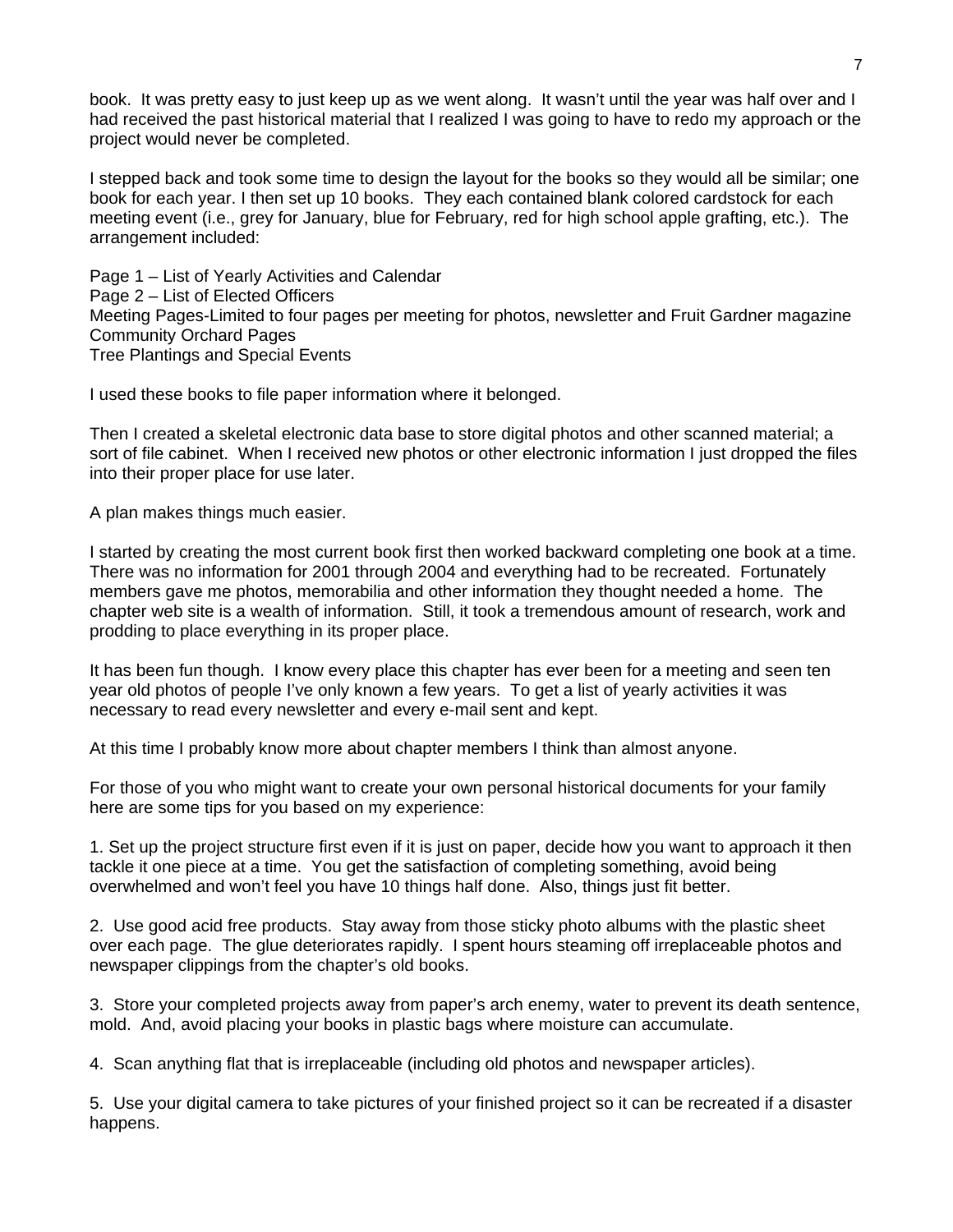book. It was pretty easy to just keep up as we went along. It wasn't until the year was half over and I had received the past historical material that I realized I was going to have to redo my approach or the project would never be completed.

I stepped back and took some time to design the layout for the books so they would all be similar; one book for each year. I then set up 10 books. They each contained blank colored cardstock for each meeting event (i.e., grey for January, blue for February, red for high school apple grafting, etc.). The arrangement included:

Page 1 – List of Yearly Activities and Calendar
Page 2 – List of Elected Officers
Meeting Pages-Limited to four pages per meeting for photos, newsletter and Fruit Gardner magazine
Community Orchard Pages
Tree Plantings and Special Events

I used these books to file paper information where it belonged.

Then I created a skeletal electronic data base to store digital photos and other scanned material; a sort of file cabinet. When I received new photos or other electronic information I just dropped the files into their proper place for use later.

A plan makes things much easier.

I started by creating the most current book first then worked backward completing one book at a time. There was no information for 2001 through 2004 and everything had to be recreated. Fortunately members gave me photos, memorabilia and other information they thought needed a home. The chapter web site is a wealth of information. Still, it took a tremendous amount of research, work and prodding to place everything in its proper place.

It has been fun though. I know every place this chapter has ever been for a meeting and seen ten year old photos of people I've only known a few years. To get a list of yearly activities it was necessary to read every newsletter and every e-mail sent and kept.

At this time I probably know more about chapter members I think than almost anyone.

For those of you who might want to create your own personal historical documents for your family here are some tips for you based on my experience:

1. Set up the project structure first even if it is just on paper, decide how you want to approach it then tackle it one piece at a time. You get the satisfaction of completing something, avoid being overwhelmed and won't feel you have 10 things half done. Also, things just fit better.

2. Use good acid free products. Stay away from those sticky photo albums with the plastic sheet over each page. The glue deteriorates rapidly. I spent hours steaming off irreplaceable photos and newspaper clippings from the chapter's old books.

3. Store your completed projects away from paper's arch enemy, water to prevent its death sentence, mold. And, avoid placing your books in plastic bags where moisture can accumulate.

4. Scan anything flat that is irreplaceable (including old photos and newspaper articles).

5. Use your digital camera to take pictures of your finished project so it can be recreated if a disaster happens.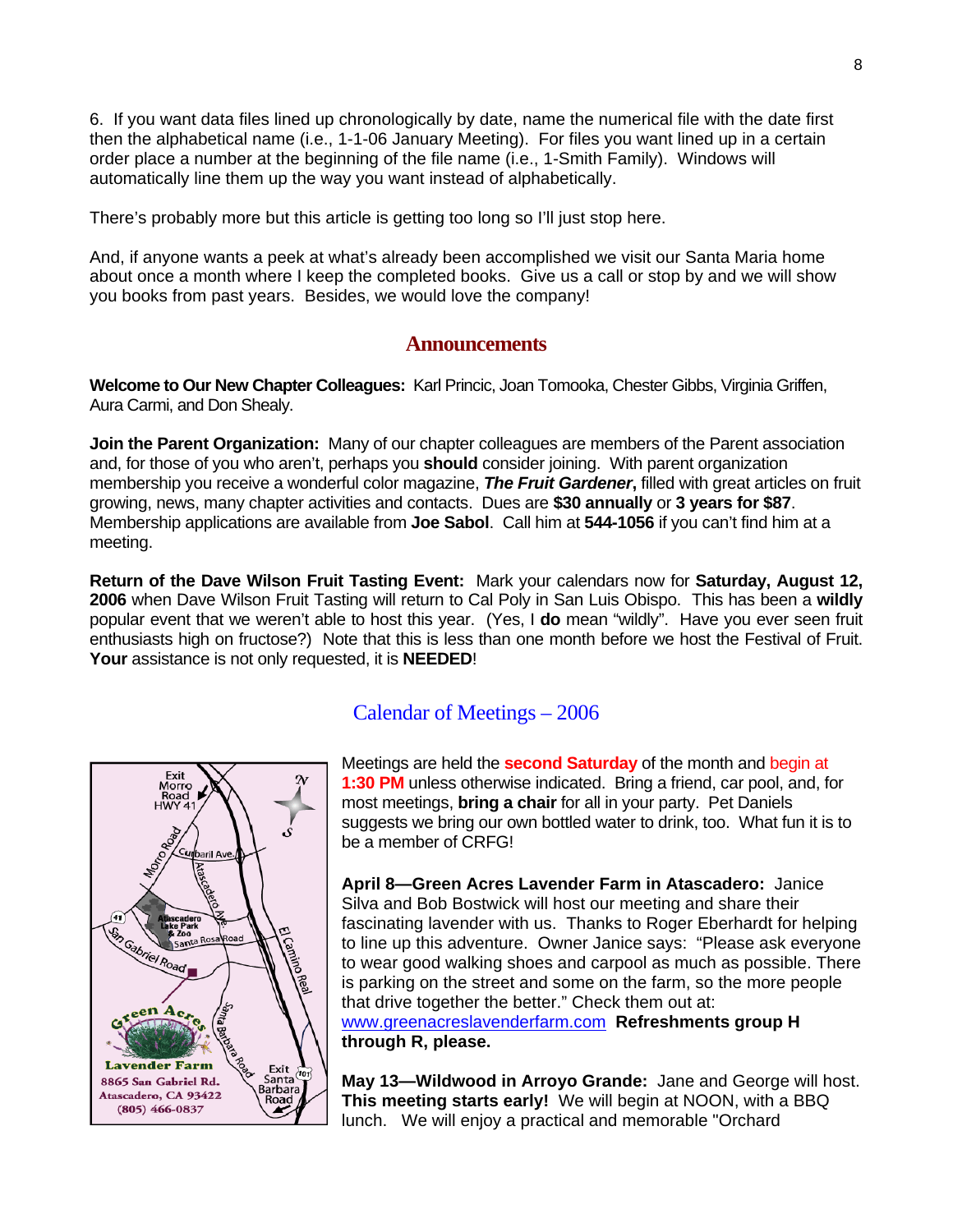6. If you want data files lined up chronologically by date, name the numerical file with the date first then the alphabetical name (i.e., 1-1-06 January Meeting). For files you want lined up in a certain order place a number at the beginning of the file name (i.e., 1-Smith Family). Windows will automatically line them up the way you want instead of alphabetically.

There's probably more but this article is getting too long so I'll just stop here.

And, if anyone wants a peek at what's already been accomplished we visit our Santa Maria home about once a month where I keep the completed books. Give us a call or stop by and we will show you books from past years. Besides, we would love the company!

## Announcements

**Welcome to Our New Chapter Colleagues:** Karl Princic, Joan Tomooka, Chester Gibbs, Virginia Griffen, Aura Carmi, and Don Shealy.

**Join the Parent Organization:** Many of our chapter colleagues are members of the Parent association and, for those of you who aren't, perhaps you **should** consider joining. With parent organization membership you receive a wonderful color magazine, ***The Fruit Gardener*,** filled with great articles on fruit growing, news, many chapter activities and contacts. Dues are **$30 annually** or **3 years for $87**. Membership applications are available from **Joe Sabol**. Call him at **544-1056** if you can't find him at a meeting.

**Return of the Dave Wilson Fruit Tasting Event:** Mark your calendars now for **Saturday, August 12, 2006** when Dave Wilson Fruit Tasting will return to Cal Poly in San Luis Obispo. This has been a **wildly** popular event that we weren't able to host this year. (Yes, I **do** mean "wildly". Have you ever seen fruit enthusiasts high on fructose?) Note that this is less than one month before we host the Festival of Fruit. **Your** assistance is not only requested, it is **NEEDED**!

## Calendar of Meetings – 2006

Meetings are held the **second Saturday** of the month and begin at **1:30 PM** unless otherwise indicated. Bring a friend, car pool, and, for most meetings, **bring a chair** for all in your party. Pet Daniels suggests we bring our own bottled water to drink, too. What fun it is to be a member of CRFG!

**April 8—Green Acres Lavender Farm in Atascadero:** Janice Silva and Bob Bostwick will host our meeting and share their fascinating lavender with us. Thanks to Roger Eberhardt for helping to line up this adventure. Owner Janice says: "Please ask everyone to wear good walking shoes and carpool as much as possible. There is parking on the street and some on the farm, so the more people that drive together the better." Check them out at: www.greenacreslavenderfarm.com **Refreshments group H through R, please.**

Green Acres Lavender Farm
8865 San Gabriel Rd.
Atascadero, CA 93422
(805) 466-0837

**May 13—Wildwood in Arroyo Grande:** Jane and George will host. **This meeting starts early!** We will begin at NOON, with a BBQ lunch. We will enjoy a practical and memorable "Orchard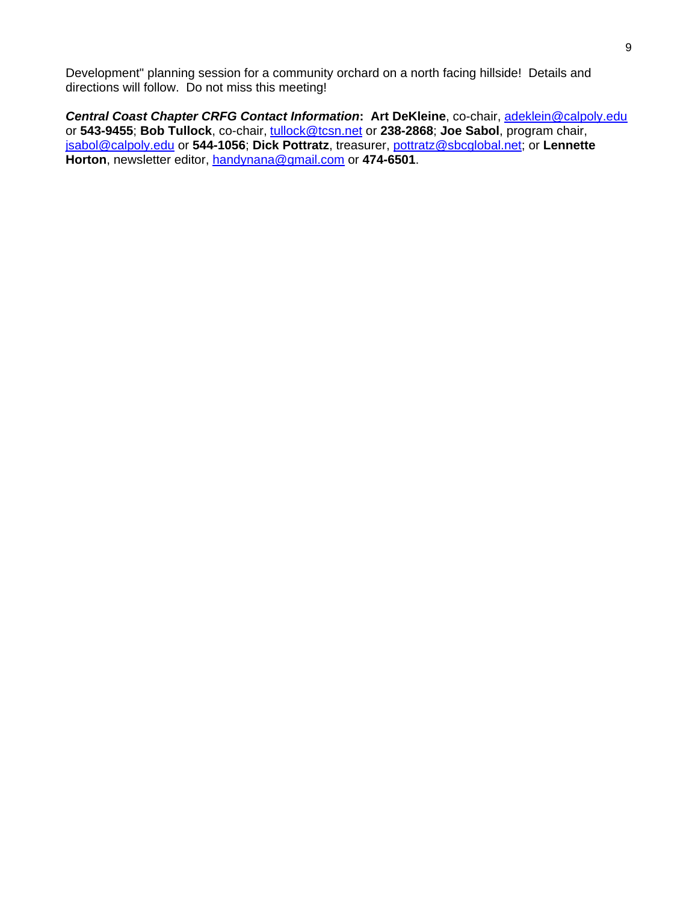Development" planning session for a community orchard on a north facing hillside! Details and directions will follow. Do not miss this meeting!

***Central Coast Chapter CRFG Contact Information*:** **Art DeKleine**, co-chair, adeklein@calpoly.edu or **543-9455**; **Bob Tullock**, co-chair, tullock@tcsn.net or **238-2868**; **Joe Sabol**, program chair, jsabol@calpoly.edu or **544-1056**; **Dick Pottratz**, treasurer, pottratz@sbcglobal.net; or **Lennette Horton**, newsletter editor, handynana@gmail.com or **474-6501**.